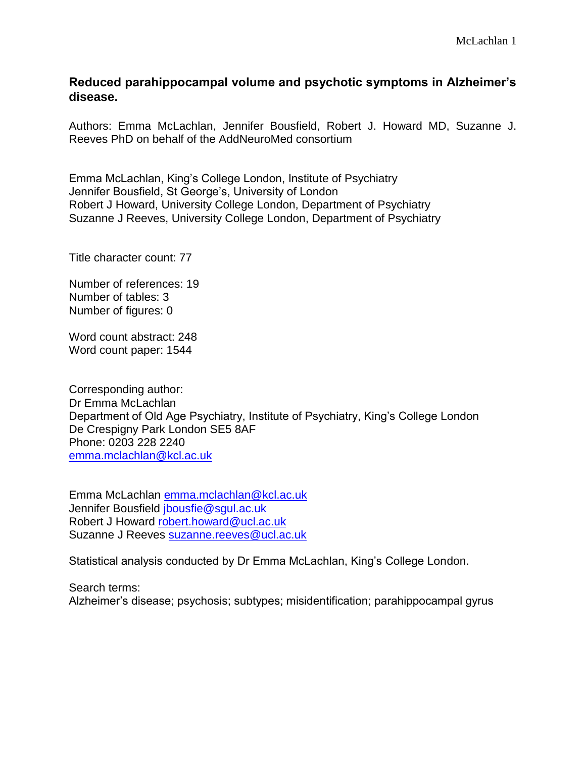# Reduced parahippocampal volume and psychotic symptoms in Alzheimer's disease.

Authors: Emma McLachlan, Jennifer Bousfield, Robert J. Howard MD, Suzanne J. Reeves PhD on behalf of the AddNeuroMed consortium

Emma McLachlan, King's College London, Institute of Psychiatry
Jennifer Bousfield, St George's, University of London
Robert J Howard, University College London, Department of Psychiatry
Suzanne J Reeves, University College London, Department of Psychiatry

Title character count: 77

Number of references: 19
Number of tables: 3
Number of figures: 0

Word count abstract: 248
Word count paper: 1544

Corresponding author:
Dr Emma McLachlan
Department of Old Age Psychiatry, Institute of Psychiatry, King's College London
De Crespigny Park London SE5 8AF
Phone: 0203 228 2240
emma.mclachlan@kcl.ac.uk

Emma McLachlan emma.mclachlan@kcl.ac.uk
Jennifer Bousfield jbousfie@sgul.ac.uk
Robert J Howard robert.howard@ucl.ac.uk
Suzanne J Reeves suzanne.reeves@ucl.ac.uk

Statistical analysis conducted by Dr Emma McLachlan, King's College London.

Search terms:
Alzheimer's disease; psychosis; subtypes; misidentification; parahippocampal gyrus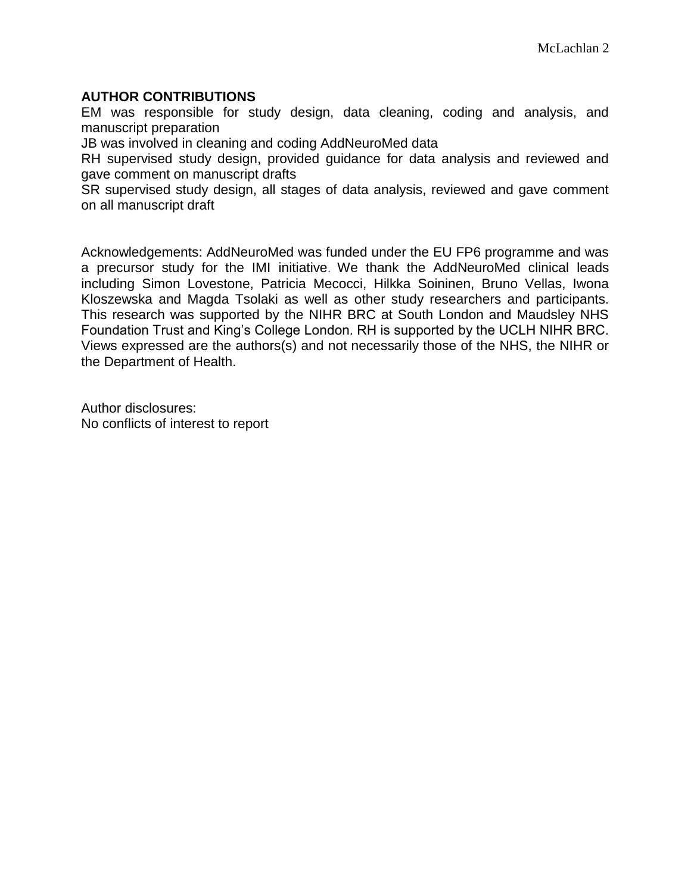## AUTHOR CONTRIBUTIONS

EM was responsible for study design, data cleaning, coding and analysis, and manuscript preparation

JB was involved in cleaning and coding AddNeuroMed data

RH supervised study design, provided guidance for data analysis and reviewed and gave comment on manuscript drafts

SR supervised study design, all stages of data analysis, reviewed and gave comment on all manuscript draft

Acknowledgements: AddNeuroMed was funded under the EU FP6 programme and was a precursor study for the IMI initiative. We thank the AddNeuroMed clinical leads including Simon Lovestone, Patricia Mecocci, Hilkka Soininen, Bruno Vellas, Iwona Kloszewska and Magda Tsolaki as well as other study researchers and participants. This research was supported by the NIHR BRC at South London and Maudsley NHS Foundation Trust and King's College London. RH is supported by the UCLH NIHR BRC. Views expressed are the authors(s) and not necessarily those of the NHS, the NIHR or the Department of Health.

Author disclosures:
No conflicts of interest to report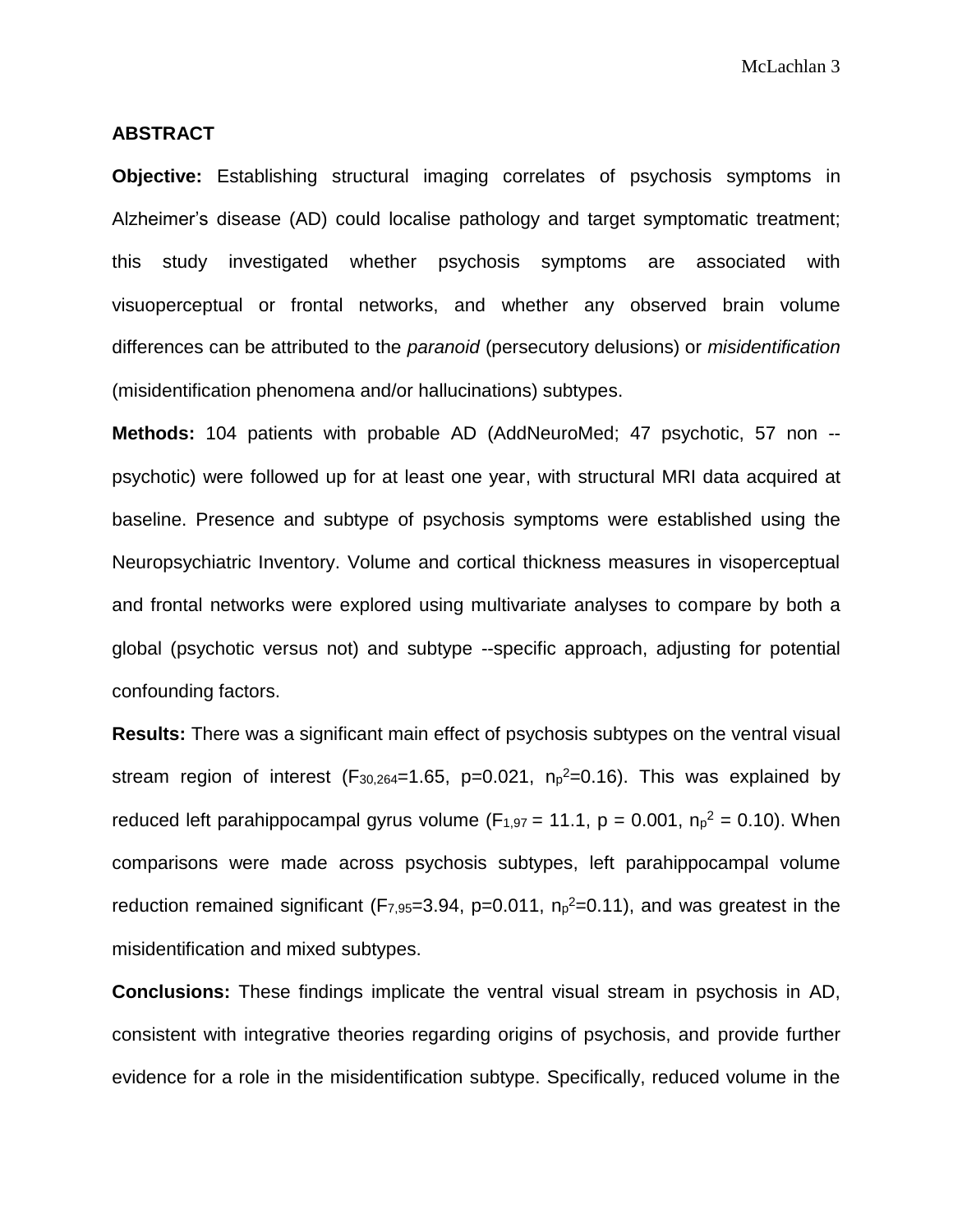## ABSTRACT

**Objective:** Establishing structural imaging correlates of psychosis symptoms in Alzheimer's disease (AD) could localise pathology and target symptomatic treatment; this study investigated whether psychosis symptoms are associated with visuoperceptual or frontal networks, and whether any observed brain volume differences can be attributed to the *paranoid* (persecutory delusions) or *misidentification* (misidentification phenomena and/or hallucinations) subtypes.

**Methods:** 104 patients with probable AD (AddNeuroMed; 47 psychotic, 57 non --psychotic) were followed up for at least one year, with structural MRI data acquired at baseline. Presence and subtype of psychosis symptoms were established using the Neuropsychiatric Inventory. Volume and cortical thickness measures in visoperceptual and frontal networks were explored using multivariate analyses to compare by both a global (psychotic versus not) and subtype --specific approach, adjusting for potential confounding factors.

**Results:** There was a significant main effect of psychosis subtypes on the ventral visual stream region of interest ($F_{30,264}$=1.65, p=0.021, $n_p^2$=0.16). This was explained by reduced left parahippocampal gyrus volume ($F_{1,97}$ = 11.1, p = 0.001, $n_p^2$ = 0.10). When comparisons were made across psychosis subtypes, left parahippocampal volume reduction remained significant ($F_{7,95}$=3.94, p=0.011, $n_p^2$=0.11), and was greatest in the misidentification and mixed subtypes.

**Conclusions:** These findings implicate the ventral visual stream in psychosis in AD, consistent with integrative theories regarding origins of psychosis, and provide further evidence for a role in the misidentification subtype. Specifically, reduced volume in the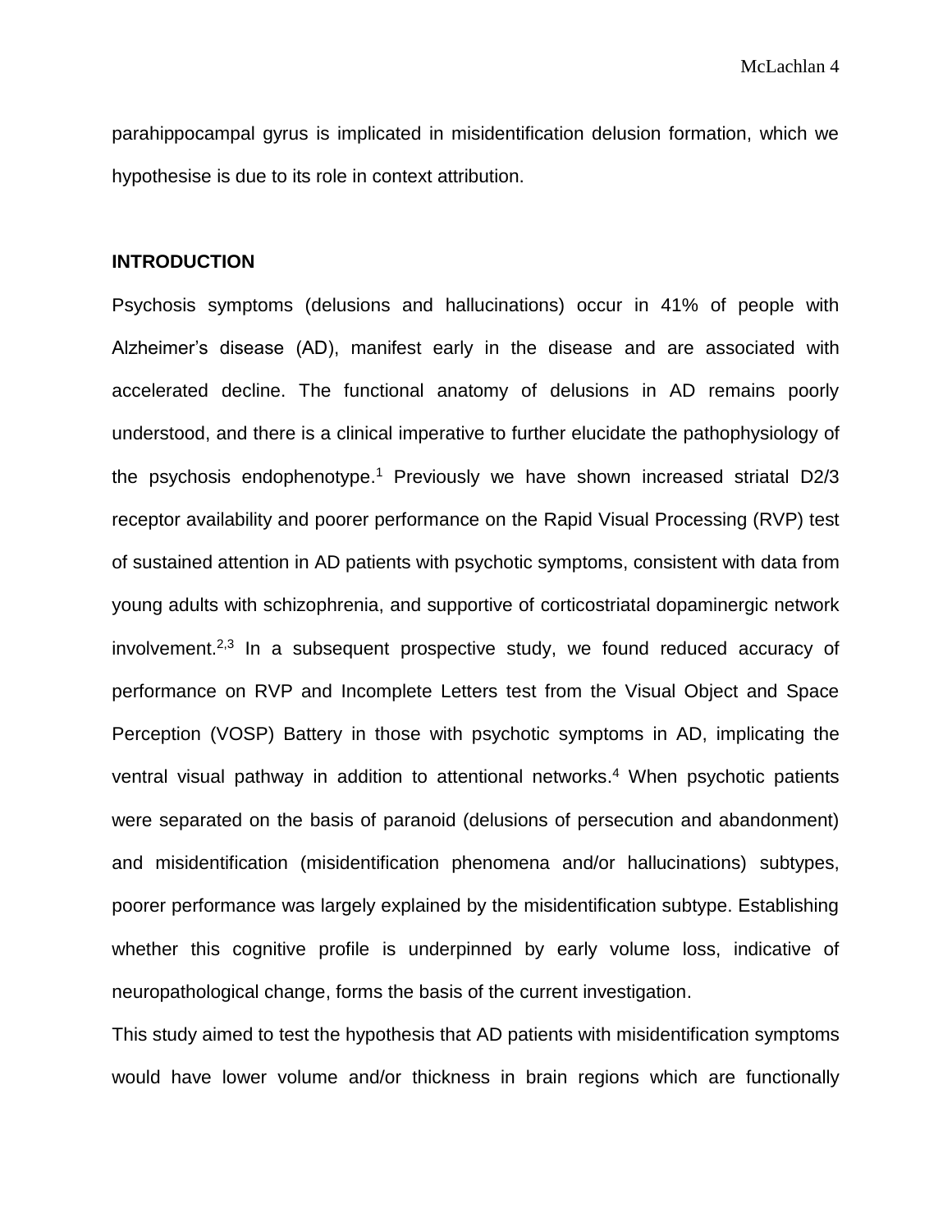parahippocampal gyrus is implicated in misidentification delusion formation, which we hypothesise is due to its role in context attribution.

## INTRODUCTION

Psychosis symptoms (delusions and hallucinations) occur in 41% of people with Alzheimer's disease (AD), manifest early in the disease and are associated with accelerated decline. The functional anatomy of delusions in AD remains poorly understood, and there is a clinical imperative to further elucidate the pathophysiology of the psychosis endophenotype.[1] Previously we have shown increased striatal D2/3 receptor availability and poorer performance on the Rapid Visual Processing (RVP) test of sustained attention in AD patients with psychotic symptoms, consistent with data from young adults with schizophrenia, and supportive of corticostriatal dopaminergic network involvement.[2,3] In a subsequent prospective study, we found reduced accuracy of performance on RVP and Incomplete Letters test from the Visual Object and Space Perception (VOSP) Battery in those with psychotic symptoms in AD, implicating the ventral visual pathway in addition to attentional networks.[4] When psychotic patients were separated on the basis of paranoid (delusions of persecution and abandonment) and misidentification (misidentification phenomena and/or hallucinations) subtypes, poorer performance was largely explained by the misidentification subtype. Establishing whether this cognitive profile is underpinned by early volume loss, indicative of neuropathological change, forms the basis of the current investigation.

This study aimed to test the hypothesis that AD patients with misidentification symptoms would have lower volume and/or thickness in brain regions which are functionally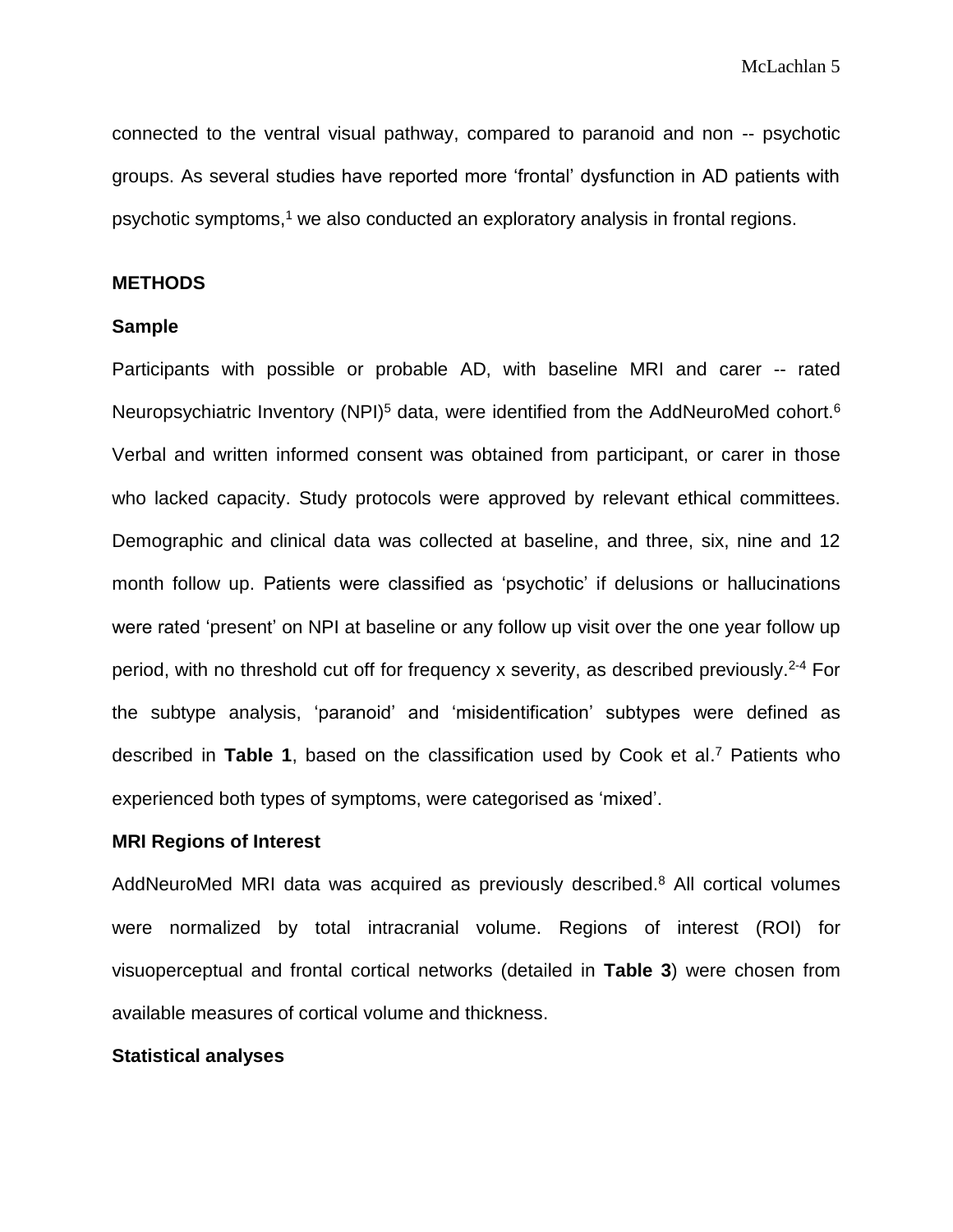connected to the ventral visual pathway, compared to paranoid and non -- psychotic groups. As several studies have reported more 'frontal' dysfunction in AD patients with psychotic symptoms,[1] we also conducted an exploratory analysis in frontal regions.

## METHODS

### Sample

Participants with possible or probable AD, with baseline MRI and carer -- rated Neuropsychiatric Inventory (NPI)[5] data, were identified from the AddNeuroMed cohort.[6] Verbal and written informed consent was obtained from participant, or carer in those who lacked capacity. Study protocols were approved by relevant ethical committees. Demographic and clinical data was collected at baseline, and three, six, nine and 12 month follow up. Patients were classified as 'psychotic' if delusions or hallucinations were rated 'present' on NPI at baseline or any follow up visit over the one year follow up period, with no threshold cut off for frequency x severity, as described previously.[2-4] For the subtype analysis, 'paranoid' and 'misidentification' subtypes were defined as described in **Table 1**, based on the classification used by Cook et al.[7] Patients who experienced both types of symptoms, were categorised as 'mixed'.

### MRI Regions of Interest

AddNeuroMed MRI data was acquired as previously described.[8] All cortical volumes were normalized by total intracranial volume. Regions of interest (ROI) for visuoperceptual and frontal cortical networks (detailed in **Table 3**) were chosen from available measures of cortical volume and thickness.

### Statistical analyses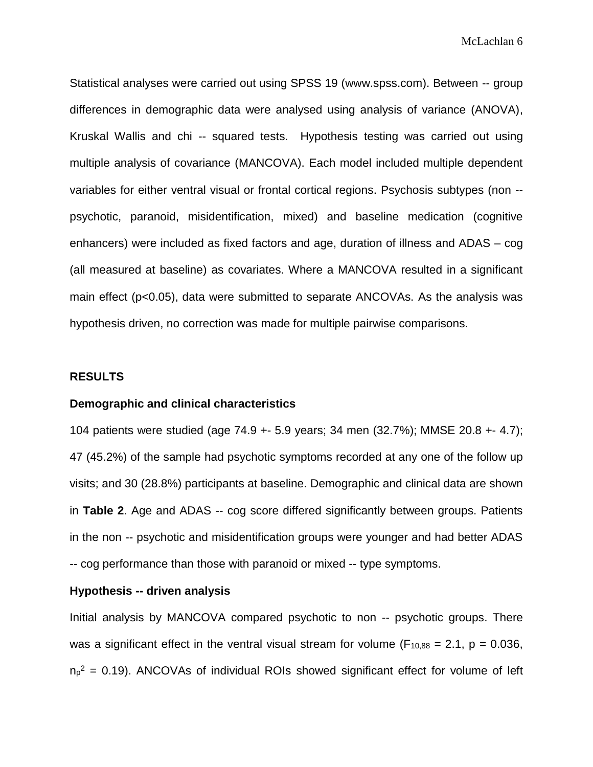Statistical analyses were carried out using SPSS 19 (www.spss.com). Between -- group differences in demographic data were analysed using analysis of variance (ANOVA), Kruskal Wallis and chi -- squared tests. Hypothesis testing was carried out using multiple analysis of covariance (MANCOVA). Each model included multiple dependent variables for either ventral visual or frontal cortical regions. Psychosis subtypes (non -- psychotic, paranoid, misidentification, mixed) and baseline medication (cognitive enhancers) were included as fixed factors and age, duration of illness and ADAS – cog (all measured at baseline) as covariates. Where a MANCOVA resulted in a significant main effect ($p<0.05$), data were submitted to separate ANCOVAs. As the analysis was hypothesis driven, no correction was made for multiple pairwise comparisons.

## RESULTS

### Demographic and clinical characteristics

104 patients were studied (age 74.9 +- 5.9 years; 34 men (32.7%); MMSE 20.8 +- 4.7); 47 (45.2%) of the sample had psychotic symptoms recorded at any one of the follow up visits; and 30 (28.8%) participants at baseline. Demographic and clinical data are shown in **Table 2**. Age and ADAS -- cog score differed significantly between groups. Patients in the non -- psychotic and misidentification groups were younger and had better ADAS -- cog performance than those with paranoid or mixed -- type symptoms.

### Hypothesis -- driven analysis

Initial analysis by MANCOVA compared psychotic to non -- psychotic groups. There was a significant effect in the ventral visual stream for volume ($F_{10,88} = 2.1$, $p = 0.036$, $n_p^2 = 0.19$). ANCOVAs of individual ROIs showed significant effect for volume of left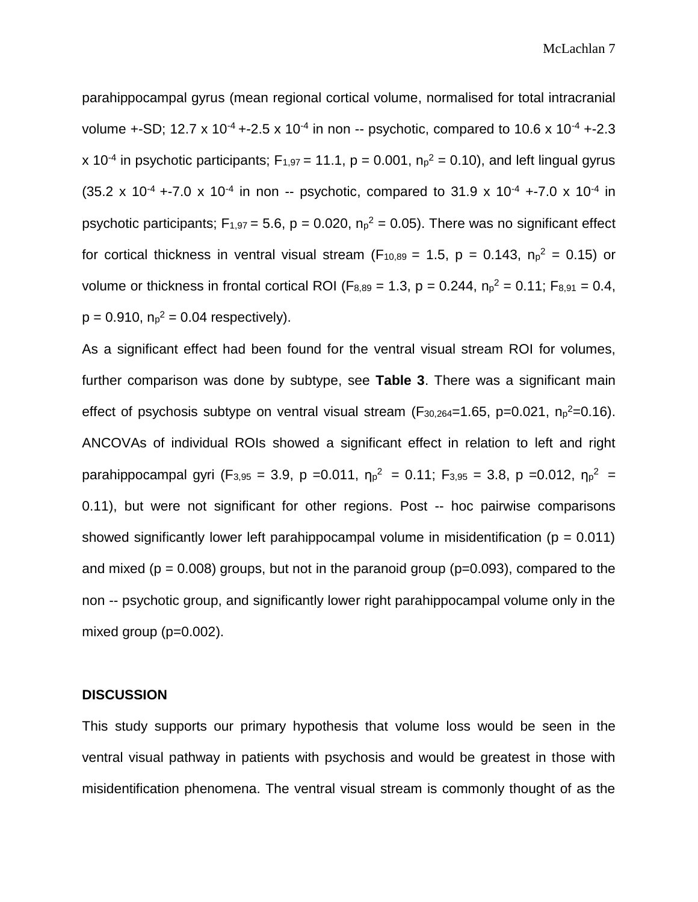parahippocampal gyrus (mean regional cortical volume, normalised for total intracranial volume +-SD; 12.7 x $10^{-4}$ +-2.5 x $10^{-4}$ in non -- psychotic, compared to 10.6 x $10^{-4}$ +-2.3 x $10^{-4}$ in psychotic participants; $F_{1,97}$ = 11.1, p = 0.001, $n_p^2$ = 0.10), and left lingual gyrus (35.2 x $10^{-4}$ +-7.0 x $10^{-4}$ in non -- psychotic, compared to 31.9 x $10^{-4}$ +-7.0 x $10^{-4}$ in psychotic participants; $F_{1,97}$ = 5.6, p = 0.020, $n_p^2$ = 0.05). There was no significant effect for cortical thickness in ventral visual stream ($F_{10,89}$ = 1.5, p = 0.143, $n_p^2$ = 0.15) or volume or thickness in frontal cortical ROI ($F_{8,89}$ = 1.3, p = 0.244, $n_p^2$ = 0.11; $F_{8,91}$ = 0.4, p = 0.910, $n_p^2$ = 0.04 respectively).

As a significant effect had been found for the ventral visual stream ROI for volumes, further comparison was done by subtype, see **Table 3**. There was a significant main effect of psychosis subtype on ventral visual stream ($F_{30,264}$=1.65, p=0.021, $n_p^2$=0.16). ANCOVAs of individual ROIs showed a significant effect in relation to left and right parahippocampal gyri ($F_{3,95}$ = 3.9, p =0.011, $\eta_p^2$ = 0.11; $F_{3,95}$ = 3.8, p =0.012, $\eta_p^2$ = 0.11), but were not significant for other regions. Post -- hoc pairwise comparisons showed significantly lower left parahippocampal volume in misidentification (p = 0.011) and mixed (p = 0.008) groups, but not in the paranoid group (p=0.093), compared to the non -- psychotic group, and significantly lower right parahippocampal volume only in the mixed group (p=0.002).

## DISCUSSION

This study supports our primary hypothesis that volume loss would be seen in the ventral visual pathway in patients with psychosis and would be greatest in those with misidentification phenomena. The ventral visual stream is commonly thought of as the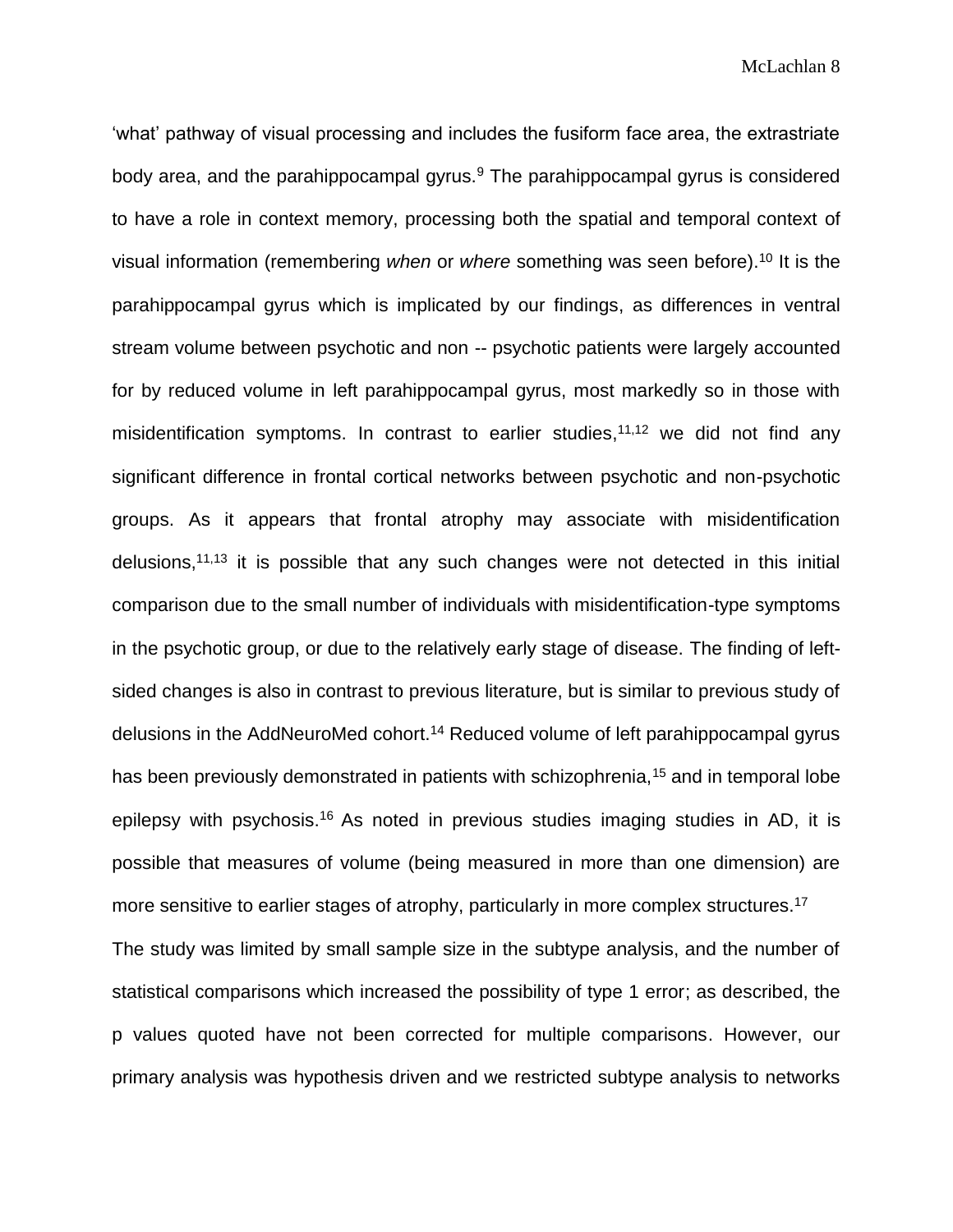'what' pathway of visual processing and includes the fusiform face area, the extrastriate body area, and the parahippocampal gyrus.[9] The parahippocampal gyrus is considered to have a role in context memory, processing both the spatial and temporal context of visual information (remembering *when* or *where* something was seen before).[10] It is the parahippocampal gyrus which is implicated by our findings, as differences in ventral stream volume between psychotic and non -- psychotic patients were largely accounted for by reduced volume in left parahippocampal gyrus, most markedly so in those with misidentification symptoms. In contrast to earlier studies,[11,12] we did not find any significant difference in frontal cortical networks between psychotic and non-psychotic groups. As it appears that frontal atrophy may associate with misidentification delusions,[11,13] it is possible that any such changes were not detected in this initial comparison due to the small number of individuals with misidentification-type symptoms in the psychotic group, or due to the relatively early stage of disease. The finding of left-sided changes is also in contrast to previous literature, but is similar to previous study of delusions in the AddNeuroMed cohort.[14] Reduced volume of left parahippocampal gyrus has been previously demonstrated in patients with schizophrenia,[15] and in temporal lobe epilepsy with psychosis.[16] As noted in previous studies imaging studies in AD, it is possible that measures of volume (being measured in more than one dimension) are more sensitive to earlier stages of atrophy, particularly in more complex structures.[17]

The study was limited by small sample size in the subtype analysis, and the number of statistical comparisons which increased the possibility of type 1 error; as described, the p values quoted have not been corrected for multiple comparisons. However, our primary analysis was hypothesis driven and we restricted subtype analysis to networks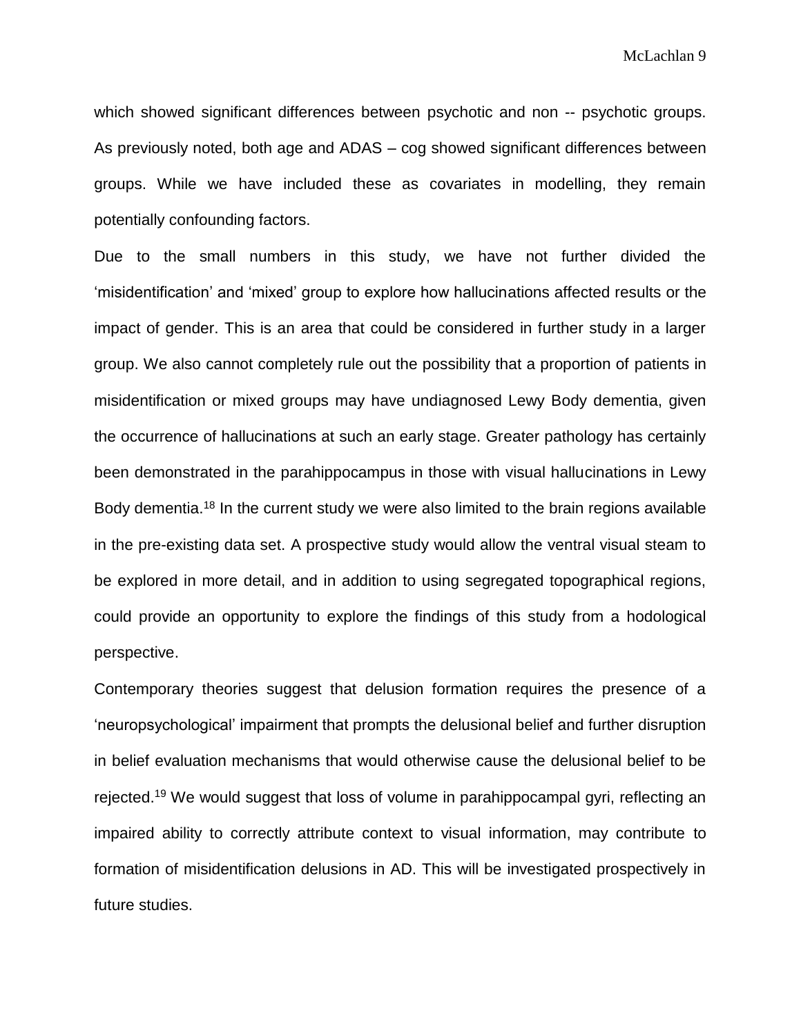which showed significant differences between psychotic and non -- psychotic groups. As previously noted, both age and ADAS – cog showed significant differences between groups. While we have included these as covariates in modelling, they remain potentially confounding factors.

Due to the small numbers in this study, we have not further divided the 'misidentification' and 'mixed' group to explore how hallucinations affected results or the impact of gender. This is an area that could be considered in further study in a larger group. We also cannot completely rule out the possibility that a proportion of patients in misidentification or mixed groups may have undiagnosed Lewy Body dementia, given the occurrence of hallucinations at such an early stage. Greater pathology has certainly been demonstrated in the parahippocampus in those with visual hallucinations in Lewy Body dementia.[18] In the current study we were also limited to the brain regions available in the pre-existing data set. A prospective study would allow the ventral visual steam to be explored in more detail, and in addition to using segregated topographical regions, could provide an opportunity to explore the findings of this study from a hodological perspective.

Contemporary theories suggest that delusion formation requires the presence of a 'neuropsychological' impairment that prompts the delusional belief and further disruption in belief evaluation mechanisms that would otherwise cause the delusional belief to be rejected.[19] We would suggest that loss of volume in parahippocampal gyri, reflecting an impaired ability to correctly attribute context to visual information, may contribute to formation of misidentification delusions in AD. This will be investigated prospectively in future studies.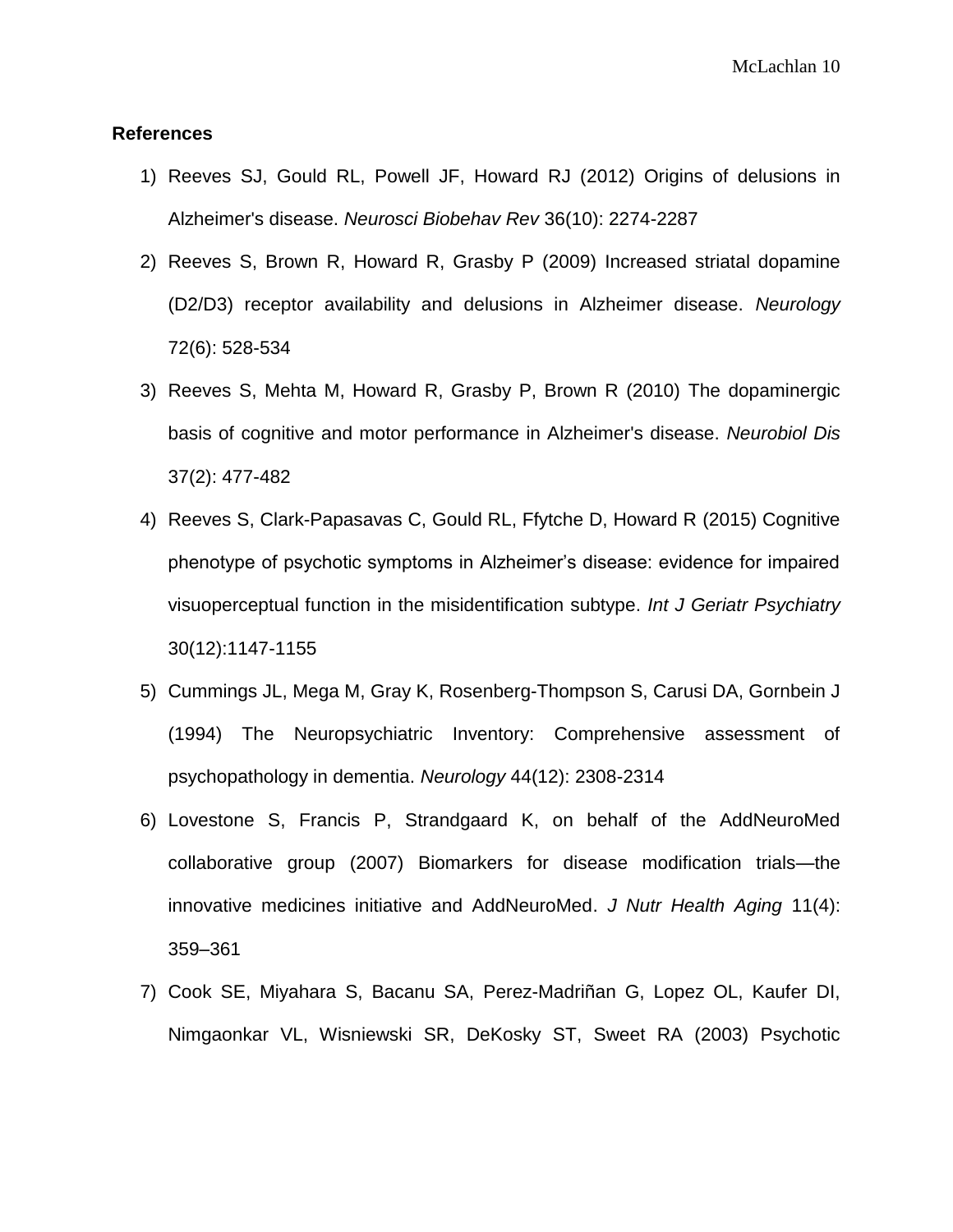**References**

1) Reeves SJ, Gould RL, Powell JF, Howard RJ (2012) Origins of delusions in Alzheimer's disease. *Neurosci Biobehav Rev* 36(10): 2274-2287
2) Reeves S, Brown R, Howard R, Grasby P (2009) Increased striatal dopamine (D2/D3) receptor availability and delusions in Alzheimer disease. *Neurology* 72(6): 528-534
3) Reeves S, Mehta M, Howard R, Grasby P, Brown R (2010) The dopaminergic basis of cognitive and motor performance in Alzheimer's disease. *Neurobiol Dis* 37(2): 477-482
4) Reeves S, Clark-Papasavas C, Gould RL, Ffytche D, Howard R (2015) Cognitive phenotype of psychotic symptoms in Alzheimer's disease: evidence for impaired visuoperceptual function in the misidentification subtype. *Int J Geriatr Psychiatry* 30(12):1147-1155
5) Cummings JL, Mega M, Gray K, Rosenberg-Thompson S, Carusi DA, Gornbein J (1994) The Neuropsychiatric Inventory: Comprehensive assessment of psychopathology in dementia. *Neurology* 44(12): 2308-2314
6) Lovestone S, Francis P, Strandgaard K, on behalf of the AddNeuroMed collaborative group (2007) Biomarkers for disease modification trials—the innovative medicines initiative and AddNeuroMed. *J Nutr Health Aging* 11(4): 359–361
7) Cook SE, Miyahara S, Bacanu SA, Perez-Madriñan G, Lopez OL, Kaufer DI, Nimgaonkar VL, Wisniewski SR, DeKosky ST, Sweet RA (2003) Psychotic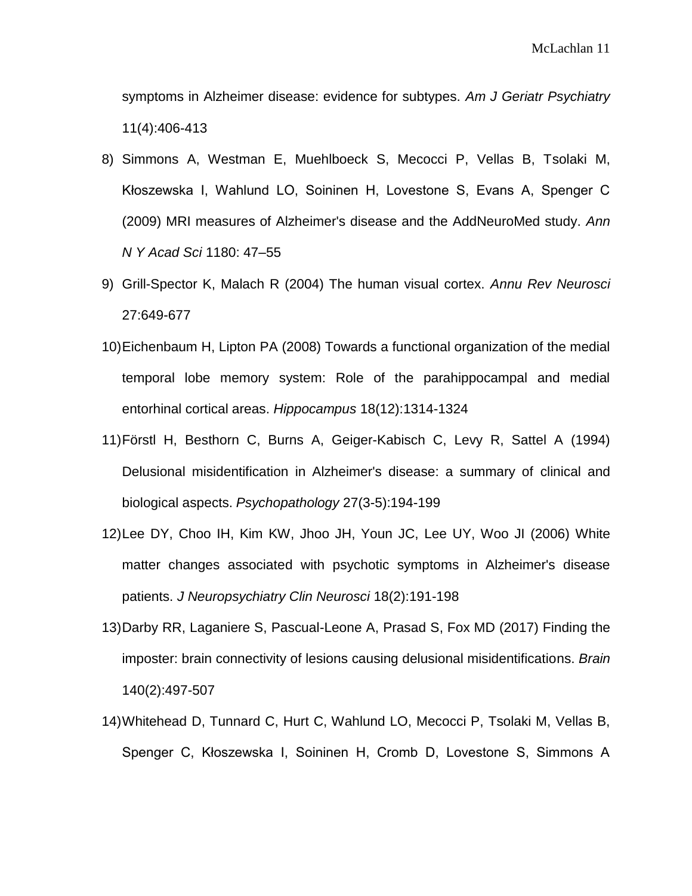symptoms in Alzheimer disease: evidence for subtypes. *Am J Geriatr Psychiatry* 11(4):406-413

8) Simmons A, Westman E, Muehlboeck S, Mecocci P, Vellas B, Tsolaki M, Kłoszewska I, Wahlund LO, Soininen H, Lovestone S, Evans A, Spenger C (2009) MRI measures of Alzheimer's disease and the AddNeuroMed study. *Ann N Y Acad Sci* 1180: 47–55

9) Grill-Spector K, Malach R (2004) The human visual cortex. *Annu Rev Neurosci* 27:649-677

10) Eichenbaum H, Lipton PA (2008) Towards a functional organization of the medial temporal lobe memory system: Role of the parahippocampal and medial entorhinal cortical areas. *Hippocampus* 18(12):1314-1324

11) Förstl H, Besthorn C, Burns A, Geiger-Kabisch C, Levy R, Sattel A (1994) Delusional misidentification in Alzheimer's disease: a summary of clinical and biological aspects. *Psychopathology* 27(3-5):194-199

12) Lee DY, Choo IH, Kim KW, Jhoo JH, Youn JC, Lee UY, Woo JI (2006) White matter changes associated with psychotic symptoms in Alzheimer's disease patients. *J Neuropsychiatry Clin Neurosci* 18(2):191-198

13) Darby RR, Laganiere S, Pascual-Leone A, Prasad S, Fox MD (2017) Finding the imposter: brain connectivity of lesions causing delusional misidentifications. *Brain* 140(2):497-507

14) Whitehead D, Tunnard C, Hurt C, Wahlund LO, Mecocci P, Tsolaki M, Vellas B, Spenger C, Kłoszewska I, Soininen H, Cromb D, Lovestone S, Simmons A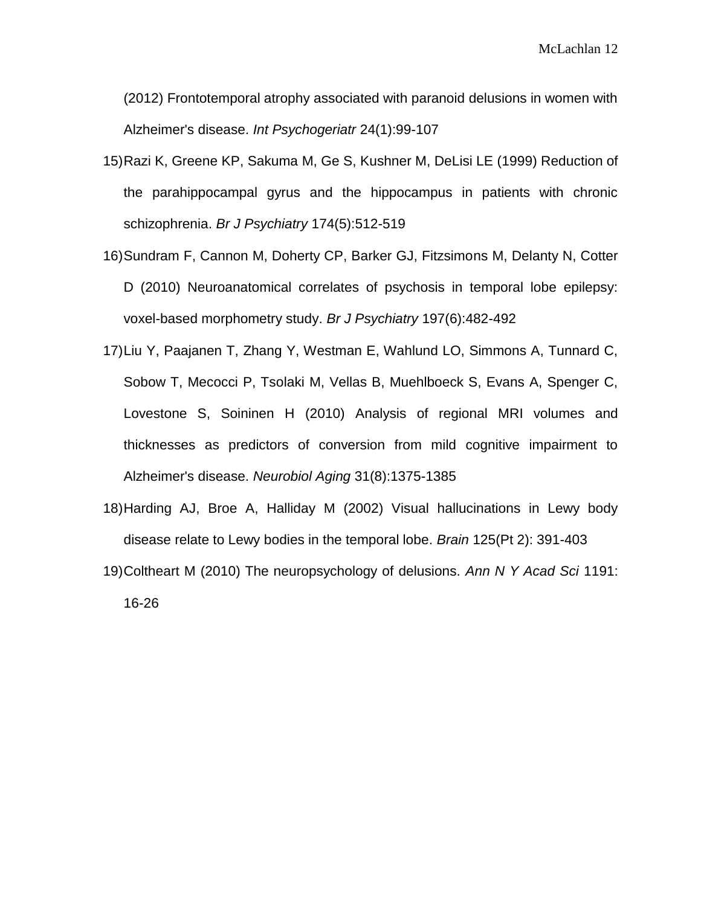(2012) Frontotemporal atrophy associated with paranoid delusions in women with Alzheimer's disease. *Int Psychogeriatr* 24(1):99-107

15) Razi K, Greene KP, Sakuma M, Ge S, Kushner M, DeLisi LE (1999) Reduction of the parahippocampal gyrus and the hippocampus in patients with chronic schizophrenia. *Br J Psychiatry* 174(5):512-519

16) Sundram F, Cannon M, Doherty CP, Barker GJ, Fitzsimons M, Delanty N, Cotter D (2010) Neuroanatomical correlates of psychosis in temporal lobe epilepsy: voxel-based morphometry study. *Br J Psychiatry* 197(6):482-492

17) Liu Y, Paajanen T, Zhang Y, Westman E, Wahlund LO, Simmons A, Tunnard C, Sobow T, Mecocci P, Tsolaki M, Vellas B, Muehlboeck S, Evans A, Spenger C, Lovestone S, Soininen H (2010) Analysis of regional MRI volumes and thicknesses as predictors of conversion from mild cognitive impairment to Alzheimer's disease. *Neurobiol Aging* 31(8):1375-1385

18) Harding AJ, Broe A, Halliday M (2002) Visual hallucinations in Lewy body disease relate to Lewy bodies in the temporal lobe. *Brain* 125(Pt 2): 391-403

19) Coltheart M (2010) The neuropsychology of delusions. *Ann N Y Acad Sci* 1191: 16-26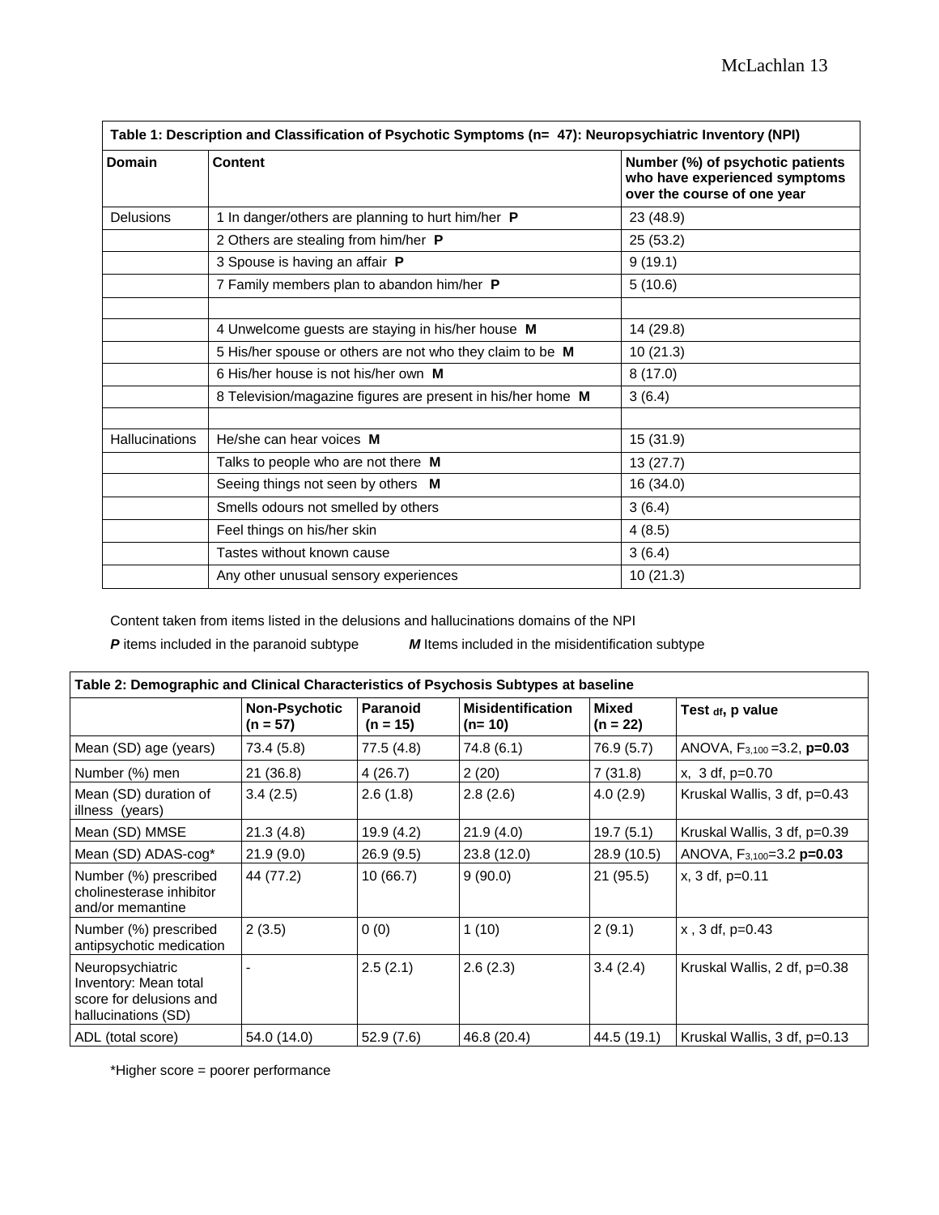| Table 1: Description and Classification of Psychotic Symptoms (n= 47): Neuropsychiatric Inventory (NPI) | | |
|---|---|---|
| **Domain** | **Content** | **Number (%) of psychotic patients who have experienced symptoms over the course of one year** |
| Delusions | 1 In danger/others are planning to hurt him/her **P** | 23 (48.9) |
| | 2 Others are stealing from him/her **P** | 25 (53.2) |
| | 3 Spouse is having an affair **P** | 9 (19.1) |
| | 7 Family members plan to abandon him/her **P** | 5 (10.6) |
| | | |
| | 4 Unwelcome guests are staying in his/her house **M** | 14 (29.8) |
| | 5 His/her spouse or others are not who they claim to be **M** | 10 (21.3) |
| | 6 His/her house is not his/her own **M** | 8 (17.0) |
| | 8 Television/magazine figures are present in his/her home **M** | 3 (6.4) |
| | | |
| Hallucinations | He/she can hear voices **M** | 15 (31.9) |
| | Talks to people who are not there **M** | 13 (27.7) |
| | Seeing things not seen by others **M** | 16 (34.0) |
| | Smells odours not smelled by others | 3 (6.4) |
| | Feel things on his/her skin | 4 (8.5) |
| | Tastes without known cause | 3 (6.4) |
| | Any other unusual sensory experiences | 10 (21.3) |

Content taken from items listed in the delusions and hallucinations domains of the NPI

***P*** items included in the paranoid subtype ***M*** Items included in the misidentification subtype

| Table 2: Demographic and Clinical Characteristics of Psychosis Subtypes at baseline | | | | | |
|---|---|---|---|---|---|
| | **Non-Psychotic (n = 57)** | **Paranoid (n = 15)** | **Misidentification (n= 10)** | **Mixed (n = 22)** | **Test $_{df}$, p value** |
| Mean (SD) age (years) | 73.4 (5.8) | 77.5 (4.8) | 74.8 (6.1) | 76.9 (5.7) | ANOVA, $F_{3,100}$ =3.2, **p=0.03** |
| Number (%) men | 21 (36.8) | 4 (26.7) | 2 (20) | 7 (31.8) | x, 3 df, p=0.70 |
| Mean (SD) duration of illness (years) | 3.4 (2.5) | 2.6 (1.8) | 2.8 (2.6) | 4.0 (2.9) | Kruskal Wallis, 3 df, p=0.43 |
| Mean (SD) MMSE | 21.3 (4.8) | 19.9 (4.2) | 21.9 (4.0) | 19.7 (5.1) | Kruskal Wallis, 3 df, p=0.39 |
| Mean (SD) ADAS-cog* | 21.9 (9.0) | 26.9 (9.5) | 23.8 (12.0) | 28.9 (10.5) | ANOVA, $F_{3,100}$=3.2 **p=0.03** |
| Number (%) prescribed cholinesterase inhibitor and/or memantine | 44 (77.2) | 10 (66.7) | 9 (90.0) | 21 (95.5) | x, 3 df, p=0.11 |
| Number (%) prescribed antipsychotic medication | 2 (3.5) | 0 (0) | 1 (10) | 2 (9.1) | x , 3 df, p=0.43 |
| Neuropsychiatric Inventory: Mean total score for delusions and hallucinations (SD) | - | 2.5 (2.1) | 2.6 (2.3) | 3.4 (2.4) | Kruskal Wallis, 2 df, p=0.38 |
| ADL (total score) | 54.0 (14.0) | 52.9 (7.6) | 46.8 (20.4) | 44.5 (19.1) | Kruskal Wallis, 3 df, p=0.13 |

*Higher score = poorer performance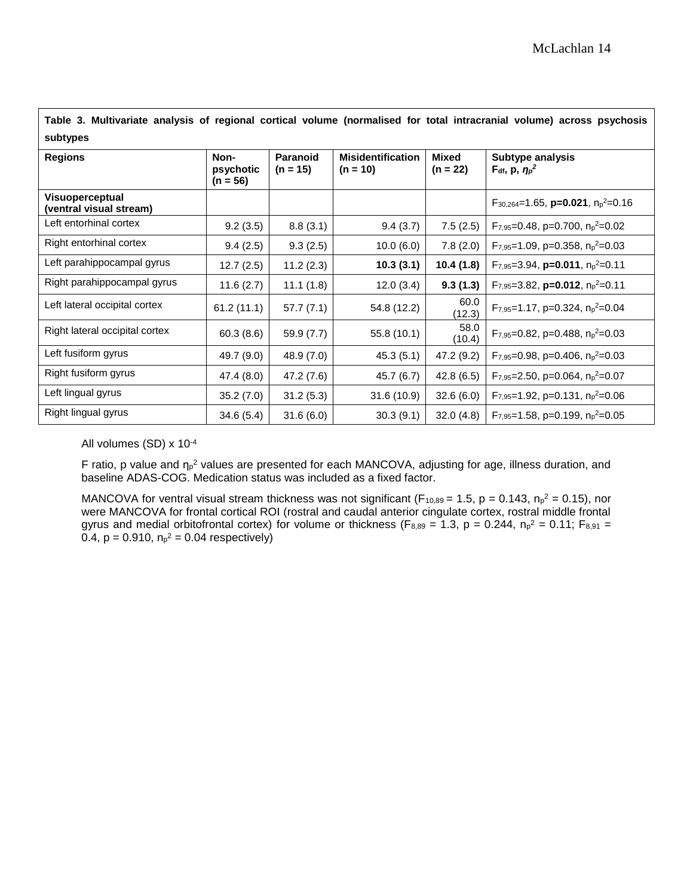**Table 3. Multivariate analysis of regional cortical volume (normalised for total intracranial volume) across psychosis subtypes**

| Regions | Non-psychotic (n = 56) | Paranoid (n = 15) | Misidentification (n = 10) | Mixed (n = 22) | Subtype analysis $F_{df}$, p, $\eta_p^2$ |
|---|---|---|---|---|---|
| **Visuoperceptual (ventral visual stream)** | | | | | $F_{30,264}$=1.65, **p=0.021**, $\eta_p^2$=0.16 |
| Left entorhinal cortex | 9.2 (3.5) | 8.8 (3.1) | 9.4 (3.7) | 7.5 (2.5) | $F_{7,95}$=0.48, p=0.700, $\eta_p^2$=0.02 |
| Right entorhinal cortex | 9.4 (2.5) | 9.3 (2.5) | 10.0 (6.0) | 7.8 (2.0) | $F_{7,95}$=1.09, p=0.358, $\eta_p^2$=0.03 |
| Left parahippocampal gyrus | 12.7 (2.5) | 11.2 (2.3) | **10.3 (3.1)** | **10.4 (1.8)** | $F_{7,95}$=3.94, **p=0.011**, $\eta_p^2$=0.11 |
| Right parahippocampal gyrus | 11.6 (2.7) | 11.1 (1.8) | 12.0 (3.4) | **9.3 (1.3)** | $F_{7,95}$=3.82, **p=0.012**, $\eta_p^2$=0.11 |
| Left lateral occipital cortex | 61.2 (11.1) | 57.7 (7.1) | 54.8 (12.2) | 60.0 (12.3) | $F_{7,95}$=1.17, p=0.324, $\eta_p^2$=0.04 |
| Right lateral occipital cortex | 60.3 (8.6) | 59.9 (7.7) | 55.8 (10.1) | 58.0 (10.4) | $F_{7,95}$=0.82, p=0.488, $\eta_p^2$=0.03 |
| Left fusiform gyrus | 49.7 (9.0) | 48.9 (7.0) | 45.3 (5.1) | 47.2 (9.2) | $F_{7,95}$=0.98, p=0.406, $\eta_p^2$=0.03 |
| Right fusiform gyrus | 47.4 (8.0) | 47.2 (7.6) | 45.7 (6.7) | 42.8 (6.5) | $F_{7,95}$=2.50, p=0.064, $\eta_p^2$=0.07 |
| Left lingual gyrus | 35.2 (7.0) | 31.2 (5.3) | 31.6 (10.9) | 32.6 (6.0) | $F_{7,95}$=1.92, p=0.131, $\eta_p^2$=0.06 |
| Right lingual gyrus | 34.6 (5.4) | 31.6 (6.0) | 30.3 (9.1) | 32.0 (4.8) | $F_{7,95}$=1.58, p=0.199, $\eta_p^2$=0.05 |

All volumes (SD) x $10^{-4}$

F ratio, p value and $\eta_p^2$ values are presented for each MANCOVA, adjusting for age, illness duration, and baseline ADAS-COG. Medication status was included as a fixed factor.

MANCOVA for ventral visual stream thickness was not significant ($F_{10,89}$ = 1.5, p = 0.143, $\eta_p^2$ = 0.15), nor were MANCOVA for frontal cortical ROI (rostral and caudal anterior cingulate cortex, rostral middle frontal gyrus and medial orbitofrontal cortex) for volume or thickness ($F_{8,89}$ = 1.3, p = 0.244, $\eta_p^2$ = 0.11; $F_{8,91}$ = 0.4, p = 0.910, $\eta_p^2$ = 0.04 respectively)